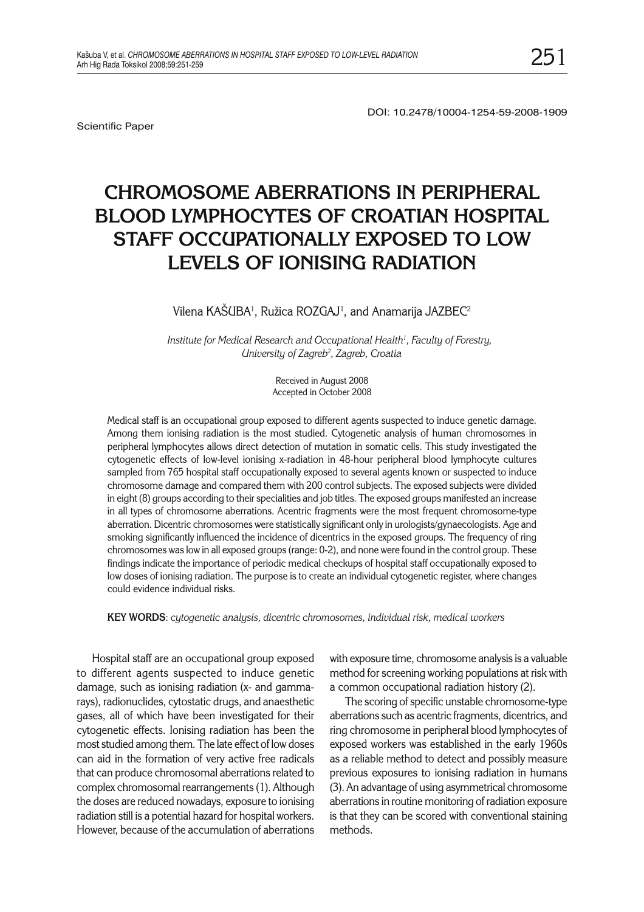DOI: 10.2478/10004-1254-59-2008-1909

Scientific Paper

# CHROMOSOME ABERRATIONS IN PERIPHERAL BLOOD LYMPHOCYTES OF CROATIAN HOSPITAL STAFF OCCUPATIONALLY EXPOSED TO LOW LEVELS OF IONISING RADIATION

Vilena KAŠUBA[1], Ružica ROZGAJ[1], and Anamarija JAZBEC[2]

*Institute for Medical Research and Occupational Health[1], Faculty of Forestry, University of Zagreb[2], Zagreb, Croatia*

Received in August 2008
Accepted in October 2008

Medical staff is an occupational group exposed to different agents suspected to induce genetic damage. Among them ionising radiation is the most studied. Cytogenetic analysis of human chromosomes in peripheral lymphocytes allows direct detection of mutation in somatic cells. This study investigated the cytogenetic effects of low-level ionising x-radiation in 48-hour peripheral blood lymphocyte cultures sampled from 765 hospital staff occupationally exposed to several agents known or suspected to induce chromosome damage and compared them with 200 control subjects. The exposed subjects were divided in eight (8) groups according to their specialities and job titles. The exposed groups manifested an increase in all types of chromosome aberrations. Acentric fragments were the most frequent chromosome-type aberration. Dicentric chromosomes were statistically significant only in urologists/gynaecologists. Age and smoking significantly influenced the incidence of dicentrics in the exposed groups. The frequency of ring chromosomes was low in all exposed groups (range: 0-2), and none were found in the control group. These findings indicate the importance of periodic medical checkups of hospital staff occupationally exposed to low doses of ionising radiation. The purpose is to create an individual cytogenetic register, where changes could evidence individual risks.

**KEY WORDS**: *cytogenetic analysis, dicentric chromosomes, individual risk, medical workers*

Hospital staff are an occupational group exposed to different agents suspected to induce genetic damage, such as ionising radiation (x- and gamma-rays), radionuclides, cytostatic drugs, and anaesthetic gases, all of which have been investigated for their cytogenetic effects. Ionising radiation has been the most studied among them. The late effect of low doses can aid in the formation of very active free radicals that can produce chromosomal aberrations related to complex chromosomal rearrangements (1). Although the doses are reduced nowadays, exposure to ionising radiation still is a potential hazard for hospital workers. However, because of the accumulation of aberrations with exposure time, chromosome analysis is a valuable method for screening working populations at risk with a common occupational radiation history (2).

The scoring of specific unstable chromosome-type aberrations such as acentric fragments, dicentrics, and ring chromosome in peripheral blood lymphocytes of exposed workers was established in the early 1960s as a reliable method to detect and possibly measure previous exposures to ionising radiation in humans (3). An advantage of using asymmetrical chromosome aberrations in routine monitoring of radiation exposure is that they can be scored with conventional staining methods.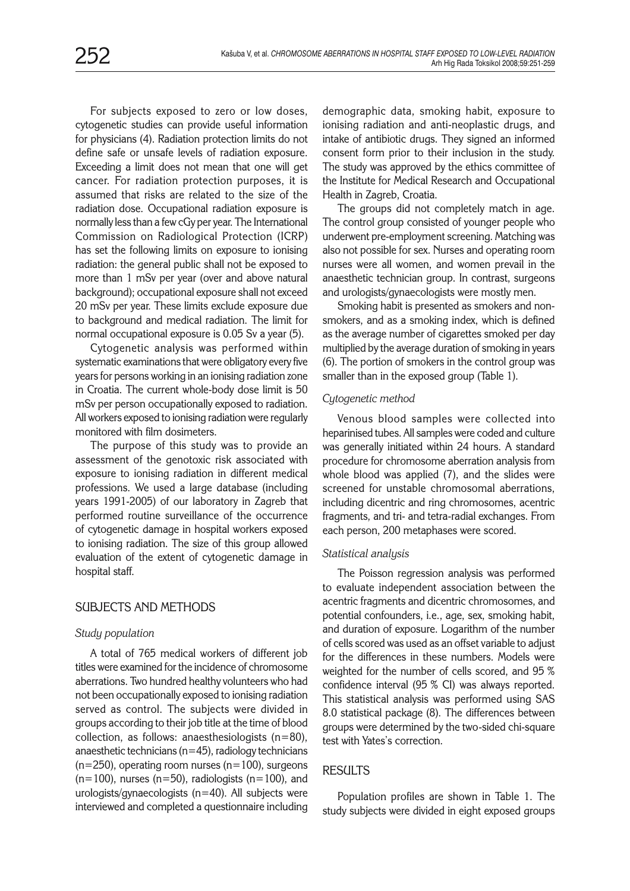For subjects exposed to zero or low doses, cytogenetic studies can provide useful information for physicians (4). Radiation protection limits do not define safe or unsafe levels of radiation exposure. Exceeding a limit does not mean that one will get cancer. For radiation protection purposes, it is assumed that risks are related to the size of the radiation dose. Occupational radiation exposure is normally less than a few cGy per year. The International Commission on Radiological Protection (ICRP) has set the following limits on exposure to ionising radiation: the general public shall not be exposed to more than 1 mSv per year (over and above natural background); occupational exposure shall not exceed 20 mSv per year. These limits exclude exposure due to background and medical radiation. The limit for normal occupational exposure is 0.05 Sv a year (5).

Cytogenetic analysis was performed within systematic examinations that were obligatory every five years for persons working in an ionising radiation zone in Croatia. The current whole-body dose limit is 50 mSv per person occupationally exposed to radiation. All workers exposed to ionising radiation were regularly monitored with film dosimeters.

The purpose of this study was to provide an assessment of the genotoxic risk associated with exposure to ionising radiation in different medical professions. We used a large database (including years 1991-2005) of our laboratory in Zagreb that performed routine surveillance of the occurrence of cytogenetic damage in hospital workers exposed to ionising radiation. The size of this group allowed evaluation of the extent of cytogenetic damage in hospital staff.

## SUBJECTS AND METHODS

### *Study population*

A total of 765 medical workers of different job titles were examined for the incidence of chromosome aberrations. Two hundred healthy volunteers who had not been occupationally exposed to ionising radiation served as control. The subjects were divided in groups according to their job title at the time of blood collection, as follows: anaesthesiologists (n=80), anaesthetic technicians (n=45), radiology technicians (n=250), operating room nurses (n=100), surgeons (n=100), nurses (n=50), radiologists (n=100), and urologists/gynaecologists (n=40). All subjects were interviewed and completed a questionnaire including demographic data, smoking habit, exposure to ionising radiation and anti-neoplastic drugs, and intake of antibiotic drugs. They signed an informed consent form prior to their inclusion in the study. The study was approved by the ethics committee of the Institute for Medical Research and Occupational Health in Zagreb, Croatia.

The groups did not completely match in age. The control group consisted of younger people who underwent pre-employment screening. Matching was also not possible for sex. Nurses and operating room nurses were all women, and women prevail in the anaesthetic technician group. In contrast, surgeons and urologists/gynaecologists were mostly men.

Smoking habit is presented as smokers and non-smokers, and as a smoking index, which is defined as the average number of cigarettes smoked per day multiplied by the average duration of smoking in years (6). The portion of smokers in the control group was smaller than in the exposed group (Table 1).

### *Cytogenetic method*

Venous blood samples were collected into heparinised tubes. All samples were coded and culture was generally initiated within 24 hours. A standard procedure for chromosome aberration analysis from whole blood was applied (7), and the slides were screened for unstable chromosomal aberrations, including dicentric and ring chromosomes, acentric fragments, and tri- and tetra-radial exchanges. From each person, 200 metaphases were scored.

### *Statistical analysis*

The Poisson regression analysis was performed to evaluate independent association between the acentric fragments and dicentric chromosomes, and potential confounders, i.e., age, sex, smoking habit, and duration of exposure. Logarithm of the number of cells scored was used as an offset variable to adjust for the differences in these numbers. Models were weighted for the number of cells scored, and 95 % confidence interval (95 % CI) was always reported. This statistical analysis was performed using SAS 8.0 statistical package (8). The differences between groups were determined by the two-sided chi-square test with Yates's correction.

## RESULTS

Population profiles are shown in Table 1. The study subjects were divided in eight exposed groups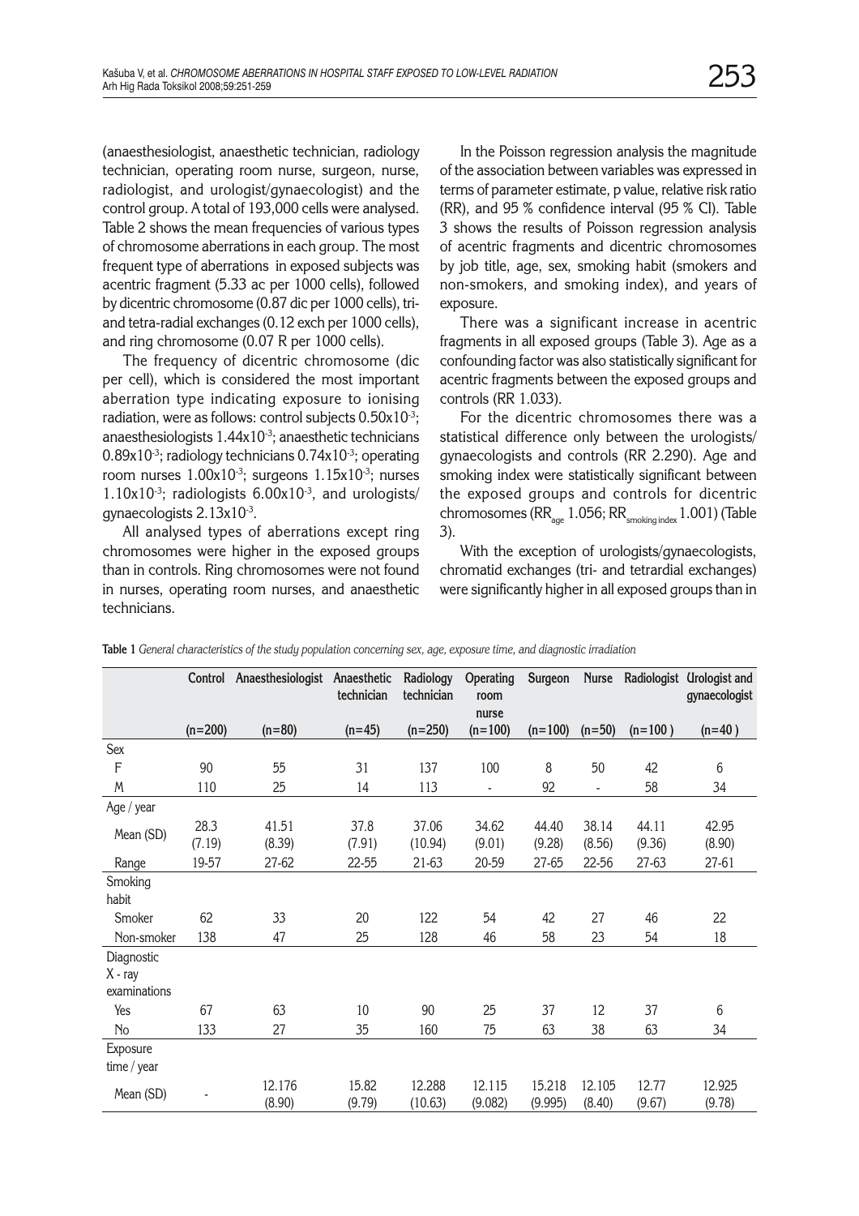(anaesthesiologist, anaesthetic technician, radiology technician, operating room nurse, surgeon, nurse, radiologist, and urologist/gynaecologist) and the control group. A total of 193,000 cells were analysed. Table 2 shows the mean frequencies of various types of chromosome aberrations in each group. The most frequent type of aberrations in exposed subjects was acentric fragment (5.33 ac per 1000 cells), followed by dicentric chromosome (0.87 dic per 1000 cells), tri- and tetra-radial exchanges (0.12 exch per 1000 cells), and ring chromosome (0.07 R per 1000 cells).

The frequency of dicentric chromosome (dic per cell), which is considered the most important aberration type indicating exposure to ionising radiation, were as follows: control subjects $0.50 \times 10^{-3}$; anaesthesiologists $1.44 \times 10^{-3}$; anaesthetic technicians $0.89 \times 10^{-3}$; radiology technicians $0.74 \times 10^{-3}$; operating room nurses $1.00 \times 10^{-3}$; surgeons $1.15 \times 10^{-3}$; nurses $1.10 \times 10^{-3}$; radiologists $6.00 \times 10^{-3}$, and urologists/gynaecologists $2.13 \times 10^{-3}$.

All analysed types of aberrations except ring chromosomes were higher in the exposed groups than in controls. Ring chromosomes were not found in nurses, operating room nurses, and anaesthetic technicians.

In the Poisson regression analysis the magnitude of the association between variables was expressed in terms of parameter estimate, p value, relative risk ratio (RR), and 95 % confidence interval (95 % CI). Table 3 shows the results of Poisson regression analysis of acentric fragments and dicentric chromosomes by job title, age, sex, smoking habit (smokers and non-smokers, and smoking index), and years of exposure.

There was a significant increase in acentric fragments in all exposed groups (Table 3). Age as a confounding factor was also statistically significant for acentric fragments between the exposed groups and controls (RR 1.033).

For the dicentric chromosomes there was a statistical difference only between the urologists/gynaecologists and controls (RR 2.290). Age and smoking index were statistically significant between the exposed groups and controls for dicentric chromosomes ($RR_{age}$ 1.056; $RR_{smoking\ index}$ 1.001) (Table 3).

With the exception of urologists/gynaecologists, chromatid exchanges (tri- and tetrardial exchanges) were significantly higher in all exposed groups than in

**Table 1** *General characteristics of the study population concerning sex, age, exposure time, and diagnostic irradiation*

| | Control | Anaesthesiologist | Anaesthetic technician | Radiology technician | Operating room nurse | Surgeon | Nurse | Radiologist | Urologist and gynaecologist |
|---|---|---|---|---|---|---|---|---|---|
| | (n=200) | (n=80) | (n=45) | (n=250) | (n=100) | (n=100) | (n=50) | (n=100) | (n=40) |
| Sex | | | | | | | | | |
| F | 90 | 55 | 31 | 137 | 100 | 8 | 50 | 42 | 6 |
| M | 110 | 25 | 14 | 113 | - | 92 | - | 58 | 34 |
| Age / year | | | | | | | | | |
| Mean (SD) | 28.3 (7.19) | 41.51 (8.39) | 37.8 (7.91) | 37.06 (10.94) | 34.62 (9.01) | 44.40 (9.28) | 38.14 (8.56) | 44.11 (9.36) | 42.95 (8.90) |
| Range | 19-57 | 27-62 | 22-55 | 21-63 | 20-59 | 27-65 | 22-56 | 27-63 | 27-61 |
| Smoking habit | | | | | | | | | |
| Smoker | 62 | 33 | 20 | 122 | 54 | 42 | 27 | 46 | 22 |
| Non-smoker | 138 | 47 | 25 | 128 | 46 | 58 | 23 | 54 | 18 |
| Diagnostic X - ray examinations | | | | | | | | | |
| Yes | 67 | 63 | 10 | 90 | 25 | 37 | 12 | 37 | 6 |
| No | 133 | 27 | 35 | 160 | 75 | 63 | 38 | 63 | 34 |
| Exposure time / year | | | | | | | | | |
| Mean (SD) | - | 12.176 (8.90) | 15.82 (9.79) | 12.288 (10.63) | 12.115 (9.082) | 15.218 (9.995) | 12.105 (8.40) | 12.77 (9.67) | 12.925 (9.78) |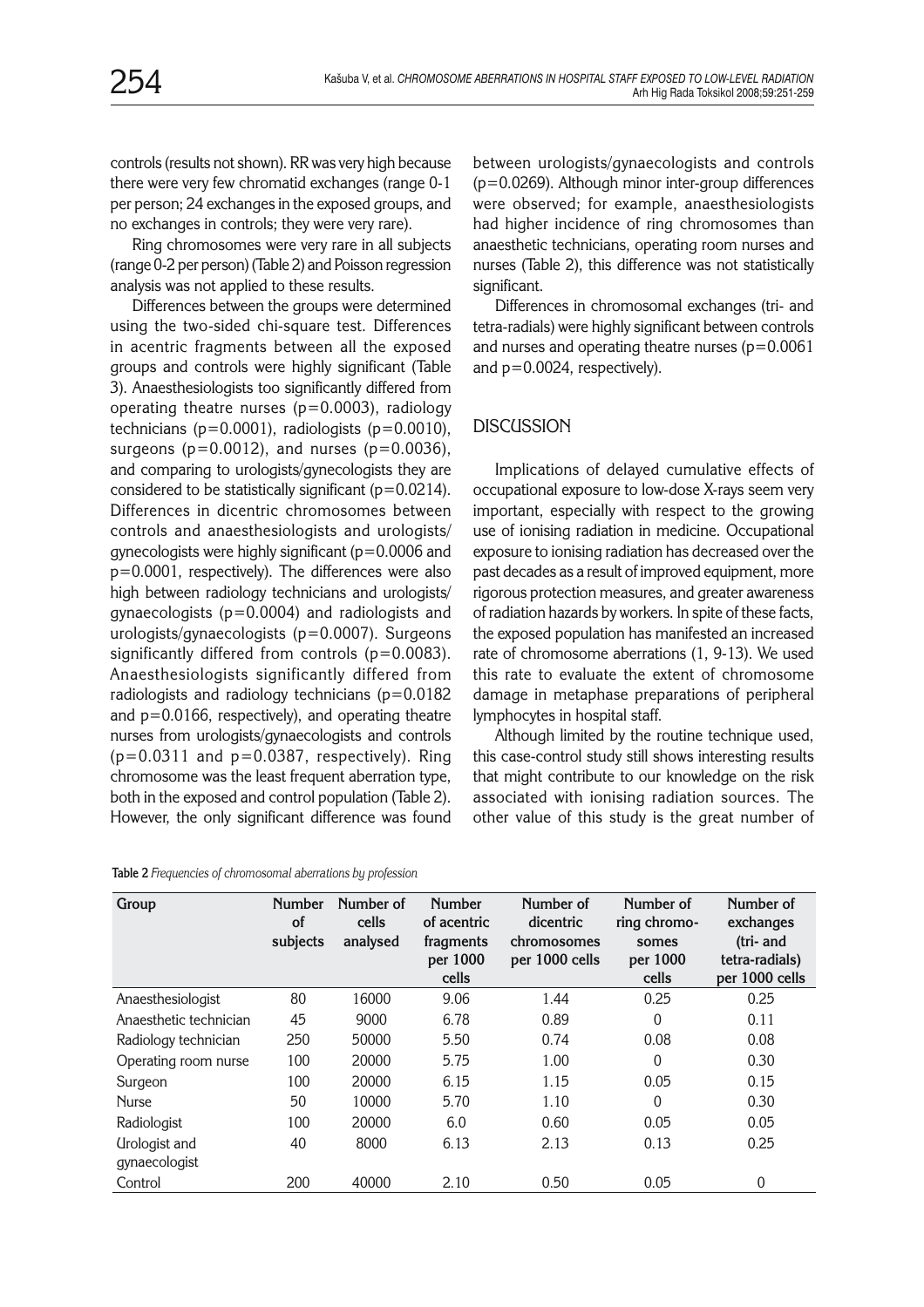controls (results not shown). RR was very high because there were very few chromatid exchanges (range 0-1 per person; 24 exchanges in the exposed groups, and no exchanges in controls; they were very rare).

Ring chromosomes were very rare in all subjects (range 0-2 per person) (Table 2) and Poisson regression analysis was not applied to these results.

Differences between the groups were determined using the two-sided chi-square test. Differences in acentric fragments between all the exposed groups and controls were highly significant (Table 3). Anaesthesiologists too significantly differed from operating theatre nurses (p=0.0003), radiology technicians (p=0.0001), radiologists (p=0.0010), surgeons (p=0.0012), and nurses (p=0.0036), and comparing to urologists/gynecologists they are considered to be statistically significant (p=0.0214). Differences in dicentric chromosomes between controls and anaesthesiologists and urologists/gynecologists were highly significant (p=0.0006 and p=0.0001, respectively). The differences were also high between radiology technicians and urologists/gynaecologists (p=0.0004) and radiologists and urologists/gynaecologists (p=0.0007). Surgeons significantly differed from controls (p=0.0083). Anaesthesiologists significantly differed from radiologists and radiology technicians (p=0.0182 and p=0.0166, respectively), and operating theatre nurses from urologists/gynaecologists and controls (p=0.0311 and p=0.0387, respectively). Ring chromosome was the least frequent aberration type, both in the exposed and control population (Table 2). However, the only significant difference was found between urologists/gynaecologists and controls (p=0.0269). Although minor inter-group differences were observed; for example, anaesthesiologists had higher incidence of ring chromosomes than anaesthetic technicians, operating room nurses and nurses (Table 2), this difference was not statistically significant.

Differences in chromosomal exchanges (tri- and tetra-radials) were highly significant between controls and nurses and operating theatre nurses (p=0.0061 and p=0.0024, respectively).

## DISCUSSION

Implications of delayed cumulative effects of occupational exposure to low-dose X-rays seem very important, especially with respect to the growing use of ionising radiation in medicine. Occupational exposure to ionising radiation has decreased over the past decades as a result of improved equipment, more rigorous protection measures, and greater awareness of radiation hazards by workers. In spite of these facts, the exposed population has manifested an increased rate of chromosome aberrations (1, 9-13). We used this rate to evaluate the extent of chromosome damage in metaphase preparations of peripheral lymphocytes in hospital staff.

Although limited by the routine technique used, this case-control study still shows interesting results that might contribute to our knowledge on the risk associated with ionising radiation sources. The other value of this study is the great number of

**Table 2** *Frequencies of chromosomal aberrations by profession*

| Group | Number of subjects | Number of cells analysed | Number of acentric fragments per 1000 cells | Number of dicentric chromosomes per 1000 cells | Number of ring chromosomes per 1000 cells | Number of exchanges (tri- and tetra-radials) per 1000 cells |
|---|---|---|---|---|---|---|
| Anaesthesiologist | 80 | 16000 | 9.06 | 1.44 | 0.25 | 0.25 |
| Anaesthetic technician | 45 | 9000 | 6.78 | 0.89 | 0 | 0.11 |
| Radiology technician | 250 | 50000 | 5.50 | 0.74 | 0.08 | 0.08 |
| Operating room nurse | 100 | 20000 | 5.75 | 1.00 | 0 | 0.30 |
| Surgeon | 100 | 20000 | 6.15 | 1.15 | 0.05 | 0.15 |
| Nurse | 50 | 10000 | 5.70 | 1.10 | 0 | 0.30 |
| Radiologist | 100 | 20000 | 6.0 | 0.60 | 0.05 | 0.05 |
| Urologist and gynaecologist | 40 | 8000 | 6.13 | 2.13 | 0.13 | 0.25 |
| Control | 200 | 40000 | 2.10 | 0.50 | 0.05 | 0 |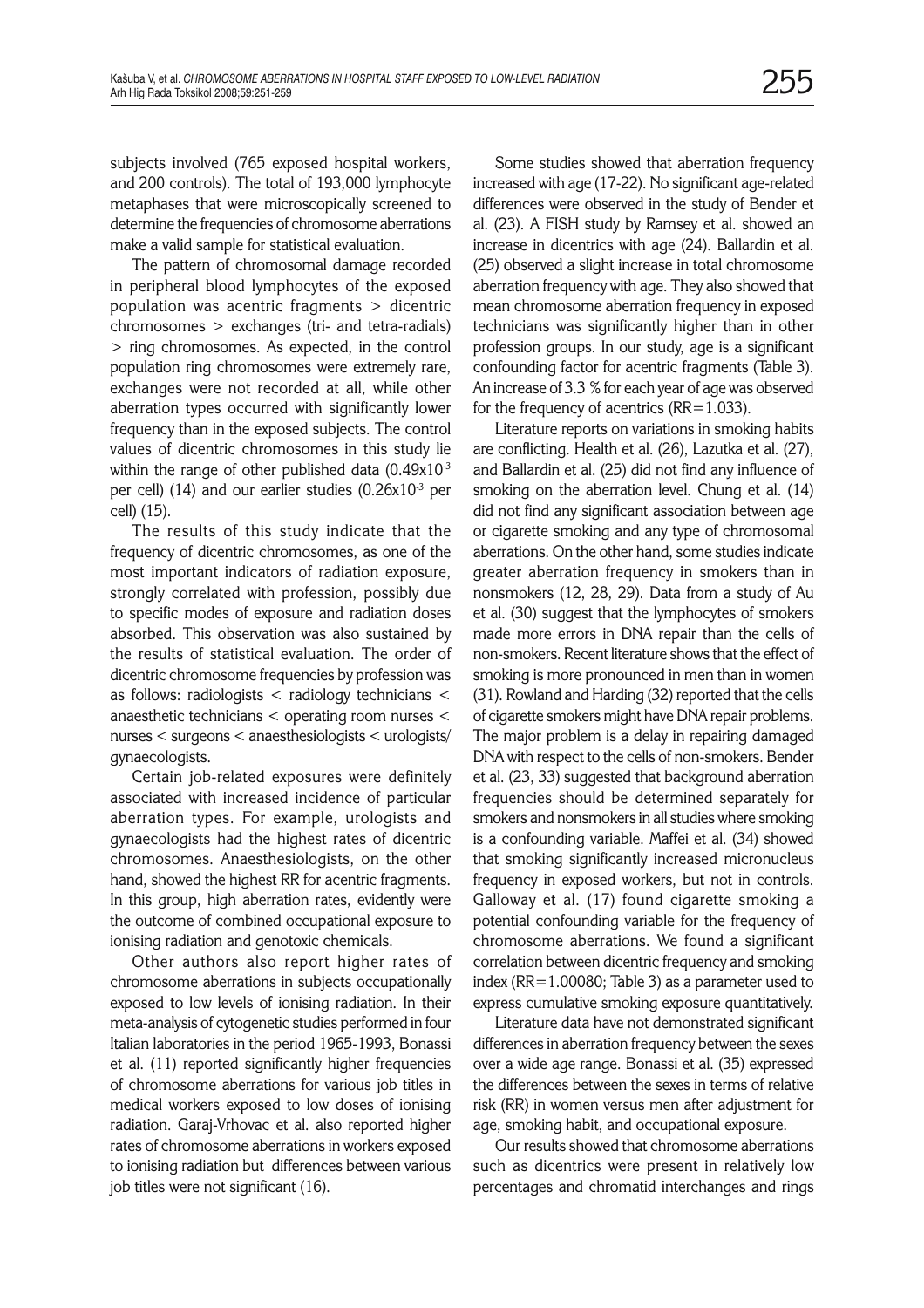subjects involved (765 exposed hospital workers, and 200 controls). The total of 193,000 lymphocyte metaphases that were microscopically screened to determine the frequencies of chromosome aberrations make a valid sample for statistical evaluation.

The pattern of chromosomal damage recorded in peripheral blood lymphocytes of the exposed population was acentric fragments > dicentric chromosomes > exchanges (tri- and tetra-radials) > ring chromosomes. As expected, in the control population ring chromosomes were extremely rare, exchanges were not recorded at all, while other aberration types occurred with significantly lower frequency than in the exposed subjects. The control values of dicentric chromosomes in this study lie within the range of other published data ($0.49 \times 10^{-3}$ per cell) (14) and our earlier studies ($0.26 \times 10^{-3}$ per cell) (15).

The results of this study indicate that the frequency of dicentric chromosomes, as one of the most important indicators of radiation exposure, strongly correlated with profession, possibly due to specific modes of exposure and radiation doses absorbed. This observation was also sustained by the results of statistical evaluation. The order of dicentric chromosome frequencies by profession was as follows: radiologists < radiology technicians < anaesthetic technicians < operating room nurses < nurses < surgeons < anaesthesiologists < urologists/gynaecologists.

Certain job-related exposures were definitely associated with increased incidence of particular aberration types. For example, urologists and gynaecologists had the highest rates of dicentric chromosomes. Anaesthesiologists, on the other hand, showed the highest RR for acentric fragments. In this group, high aberration rates, evidently were the outcome of combined occupational exposure to ionising radiation and genotoxic chemicals.

Other authors also report higher rates of chromosome aberrations in subjects occupationally exposed to low levels of ionising radiation. In their meta-analysis of cytogenetic studies performed in four Italian laboratories in the period 1965-1993, Bonassi et al. (11) reported significantly higher frequencies of chromosome aberrations for various job titles in medical workers exposed to low doses of ionising radiation. Garaj-Vrhovac et al. also reported higher rates of chromosome aberrations in workers exposed to ionising radiation but differences between various job titles were not significant (16).

Some studies showed that aberration frequency increased with age (17-22). No significant age-related differences were observed in the study of Bender et al. (23). A FISH study by Ramsey et al. showed an increase in dicentrics with age (24). Ballardin et al. (25) observed a slight increase in total chromosome aberration frequency with age. They also showed that mean chromosome aberration frequency in exposed technicians was significantly higher than in other profession groups. In our study, age is a significant confounding factor for acentric fragments (Table 3). An increase of 3.3 % for each year of age was observed for the frequency of acentrics (RR=1.033).

Literature reports on variations in smoking habits are conflicting. Health et al. (26), Lazutka et al. (27), and Ballardin et al. (25) did not find any influence of smoking on the aberration level. Chung et al. (14) did not find any significant association between age or cigarette smoking and any type of chromosomal aberrations. On the other hand, some studies indicate greater aberration frequency in smokers than in nonsmokers (12, 28, 29). Data from a study of Au et al. (30) suggest that the lymphocytes of smokers made more errors in DNA repair than the cells of non-smokers. Recent literature shows that the effect of smoking is more pronounced in men than in women (31). Rowland and Harding (32) reported that the cells of cigarette smokers might have DNA repair problems. The majer problem is a delay in repairing damaged DNA with respect to the cells of non-smokers. Bender et al. (23, 33) suggested that background aberration frequencies should be determined separately for smokers and nonsmokers in all studies where smoking is a confounding variable. Maffei et al. (34) showed that smoking significantly increased micronucleus frequency in exposed workers, but not in controls. Galloway et al. (17) found cigarette smoking a potential confounding variable for the frequency of chromosome aberrations. We found a significant correlation between dicentric frequency and smoking index (RR=1.00080; Table 3) as a parameter used to express cumulative smoking exposure quantitatively.

Literature data have not demonstrated significant differences in aberration frequency between the sexes over a wide age range. Bonassi et al. (35) expressed the differences between the sexes in terms of relative risk (RR) in women versus men after adjustment for age, smoking habit, and occupational exposure.

Our results showed that chromosome aberrations such as dicentrics were present in relatively low percentages and chromatid interchanges and rings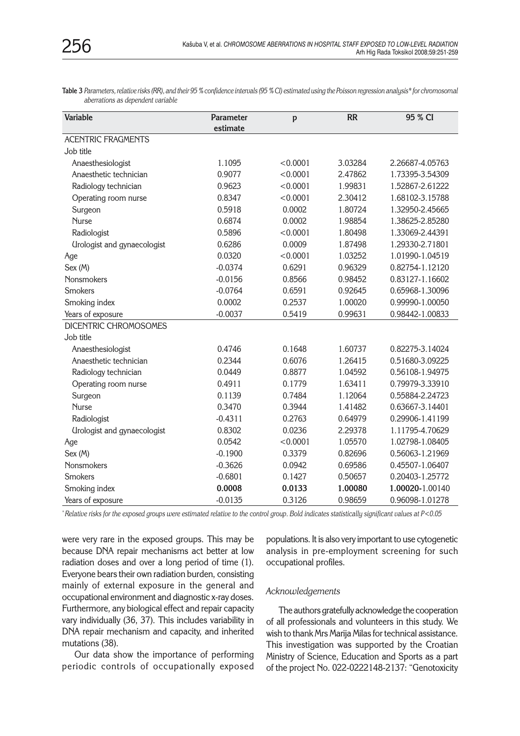**Table 3** *Parameters, relative risks (RR), and their 95 % confidence intervals (95 % CI) estimated using the Poisson regression analysis\* for chromosomal aberrations as dependent variable*

| Variable | Parameter estimate | p | RR | 95 % CI |
|---|---|---|---|---|
| ACENTRIC FRAGMENTS | | | | |
| Job title | | | | |
| Anaesthesiologist | 1.1095 | <0.0001 | 3.03284 | 2.26687-4.05763 |
| Anaesthetic technician | 0.9077 | <0.0001 | 2.47862 | 1.73395-3.54309 |
| Radiology technician | 0.9623 | <0.0001 | 1.99831 | 1.52867-2.61222 |
| Operating room nurse | 0.8347 | <0.0001 | 2.30412 | 1.68102-3.15788 |
| Surgeon | 0.5918 | 0.0002 | 1.80724 | 1.32950-2.45665 |
| Nurse | 0.6874 | 0.0002 | 1.98854 | 1.38625-2.85280 |
| Radiologist | 0.5896 | <0.0001 | 1.80498 | 1.33069-2.44391 |
| Urologist and gynaecologist | 0.6286 | 0.0009 | 1.87498 | 1.29330-2.71801 |
| Age | 0.0320 | <0.0001 | 1.03252 | 1.01990-1.04519 |
| Sex (M) | -0.0374 | 0.6291 | 0.96329 | 0.82754-1.12120 |
| Nonsmokers | -0.0156 | 0.8566 | 0.98452 | 0.83127-1.16602 |
| Smokers | -0.0764 | 0.6591 | 0.92645 | 0.65968-1.30096 |
| Smoking index | 0.0002 | 0.2537 | 1.00020 | 0.99990-1.00050 |
| Years of exposure | -0.0037 | 0.5419 | 0.99631 | 0.98442-1.00833 |
| DICENTRIC CHROMOSOMES | | | | |
| Job title | | | | |
| Anaesthesiologist | 0.4746 | 0.1648 | 1.60737 | 0.82275-3.14024 |
| Anaesthetic technician | 0.2344 | 0.6076 | 1.26415 | 0.51680-3.09225 |
| Radiology technician | 0.0449 | 0.8877 | 1.04592 | 0.56108-1.94975 |
| Operating room nurse | 0.4911 | 0.1779 | 1.63411 | 0.79979-3.33910 |
| Surgeon | 0.1139 | 0.7484 | 1.12064 | 0.55884-2.24723 |
| Nurse | 0.3470 | 0.3944 | 1.41482 | 0.63667-3.14401 |
| Radiologist | -0.4311 | 0.2763 | 0.64979 | 0.29906-1.41199 |
| Urologist and gynaecologist | 0.8302 | 0.0236 | 2.29378 | 1.11795-4.70629 |
| Age | 0.0542 | <0.0001 | 1.05570 | 1.02798-1.08405 |
| Sex (M) | -0.1900 | 0.3379 | 0.82696 | 0.56063-1.21969 |
| Nonsmokers | -0.3626 | 0.0942 | 0.69586 | 0.45507-1.06407 |
| Smokers | -0.6801 | 0.1427 | 0.50657 | 0.20403-1.25772 |
| Smoking index | **0.0008** | **0.0133** | **1.00080** | **1.00020**-1.00140 |
| Years of exposure | -0.0135 | 0.3126 | 0.98659 | 0.96098-1.01278 |

\* *Relative risks for the exposed groups were estimated relative to the control group. Bold indicates statistically significant values at P<0.05*

were very rare in the exposed groups. This may be because DNA repair mechanisms act better at low radiation doses and over a long period of time (1). Everyone bears their own radiation burden, consisting mainly of external exposure in the general and occupational environment and diagnostic x-ray doses. Furthermore, any biological effect and repair capacity vary individually (36, 37). This includes variability in DNA repair mechanism and capacity, and inherited mutations (38).

Our data show the importance of performing periodic controls of occupationally exposed populations. It is also very important to use cytogenetic analysis in pre-employment screening for such occupational profiles.

### *Acknowledgements*

The authors gratefully acknowledge the cooperation of all professionals and volunteers in this study. We wish to thank Mrs Marija Milas for technical assistance. This investigation was supported by the Croatian Ministry of Science, Education and Sports as a part of the project No. 022-0222148-2137: "Genotoxicity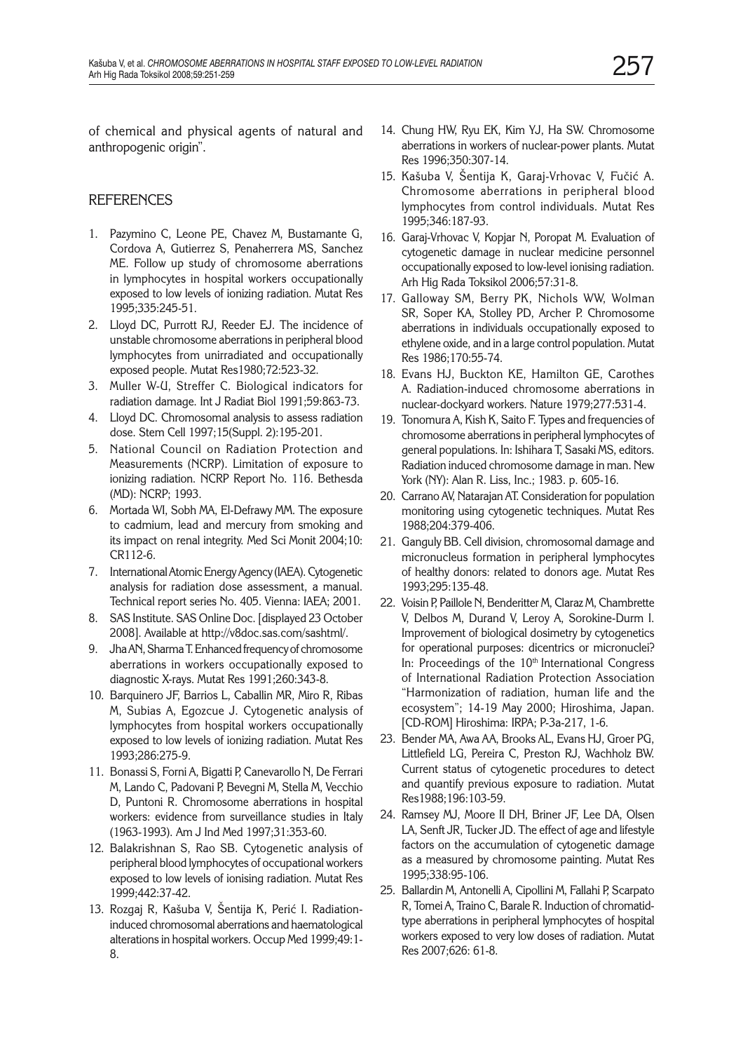of chemical and physical agents of natural and anthropogenic origin".

## REFERENCES

1. Pazymino C, Leone PE, Chavez M, Bustamante G, Cordova A, Gutierrez S, Penaherrera MS, Sanchez ME. Follow up study of chromosome aberrations in lymphocytes in hospital workers occupationally exposed to low levels of ionizing radiation. Mutat Res 1995;335:245-51.
2. Lloyd DC, Purrott RJ, Reeder EJ. The incidence of unstable chromosome aberrations in peripheral blood lymphocytes from unirradiated and occupationally exposed people. Mutat Res1980;72:523-32.
3. Muller W-U, Streffer C. Biological indicators for radiation damage. Int J Radiat Biol 1991;59:863-73.
4. Lloyd DC. Chromosomal analysis to assess radiation dose. Stem Cell 1997;15(Suppl. 2):195-201.
5. National Council on Radiation Protection and Measurements (NCRP). Limitation of exposure to ionizing radiation. NCRP Report No. 116. Bethesda (MD): NCRP; 1993.
6. Mortada WI, Sobh MA, El-Defrawy MM. The exposure to cadmium, lead and mercury from smoking and its impact on renal integrity. Med Sci Monit 2004;10: CR112-6.
7. International Atomic Energy Agency (IAEA). Cytogenetic analysis for radiation dose assessment, a manual. Technical report series No. 405. Vienna: IAEA; 2001.
8. SAS Institute. SAS Online Doc. [displayed 23 October 2008]. Available at http://v8doc.sas.com/sashtml/.
9. Jha AN, Sharma T. Enhanced frequency of chromosome aberrations in workers occupationally exposed to diagnostic X-rays. Mutat Res 1991;260:343-8.
10. Barquinero JF, Barrios L, Caballin MR, Miro R, Ribas M, Subias A, Egozcue J. Cytogenetic analysis of lymphocytes from hospital workers occupationally exposed to low levels of ionizing radiation. Mutat Res 1993;286:275-9.
11. Bonassi S, Forni A, Bigatti P, Canevarollo N, De Ferrari M, Lando C, Padovani P, Bevegni M, Stella M, Vecchio D, Puntoni R. Chromosome aberrations in hospital workers: evidence from surveillance studies in Italy (1963-1993). Am J Ind Med 1997;31:353-60.
12. Balakrishnan S, Rao SB. Cytogenetic analysis of peripheral blood lymphocytes of occupational workers exposed to low levels of ionising radiation. Mutat Res 1999;442:37-42.
13. Rozgaj R, Kašuba V, Šentija K, Perić I. Radiation-induced chromosomal aberrations and haematological alterations in hospital workers. Occup Med 1999;49:1-8.
14. Chung HW, Ryu EK, Kim YJ, Ha SW. Chromosome aberrations in workers of nuclear-power plants. Mutat Res 1996;350:307-14.
15. Kašuba V, Šentija K, Garaj-Vrhovac V, Fučić A. Chromosome aberrations in peripheral blood lymphocytes from control individuals. Mutat Res 1995;346:187-93.
16. Garaj-Vrhovac V, Kopjar N, Poropat M. Evaluation of cytogenetic damage in nuclear medicine personnel occupationally exposed to low-level ionising radiation. Arh Hig Rada Toksikol 2006;57:31-8.
17. Galloway SM, Berry PK, Nichols WW, Wolman SR, Soper KA, Stolley PD, Archer P. Chromosome aberrations in individuals occupationally exposed to ethylene oxide, and in a large control population. Mutat Res 1986;170:55-74.
18. Evans HJ, Buckton KE, Hamilton GE, Carothes A. Radiation-induced chromosome aberrations in nuclear-dockyard workers. Nature 1979;277:531-4.
19. Tonomura A, Kish K, Saito F. Types and frequencies of chromosome aberrations in peripheral lymphocytes of general populations. In: Ishihara T, Sasaki MS, editors. Radiation induced chromosome damage in man. New York (NY): Alan R. Liss, Inc.; 1983. p. 605-16.
20. Carrano AV, Natarajan AT. Consideration for population monitoring using cytogenetic techniques. Mutat Res 1988;204:379-406.
21. Ganguly BB. Cell division, chromosomal damage and micronucleus formation in peripheral lymphocytes of healthy donors: related to donors age. Mutat Res 1993;295:135-48.
22. Voisin P, Paillole N, Benderitter M, Claraz M, Chambrette V, Delbos M, Durand V, Leroy A, Sorokine-Durm I. Improvement of biological dosimetry by cytogenetics for operational purposes: dicentrics or micronuclei? In: Proceedings of the 10th International Congress of International Radiation Protection Association "Harmonization of radiation, human life and the ecosystem"; 14-19 May 2000; Hiroshima, Japan. [CD-ROM] Hiroshima: IRPA; P-3a-217, 1-6.
23. Bender MA, Awa AA, Brooks AL, Evans HJ, Groer PG, Littlefield LG, Pereira C, Preston RJ, Wachholz BW. Current status of cytogenetic procedures to detect and quantify previous exposure to radiation. Mutat Res1988;196:103-59.
24. Ramsey MJ, Moore II DH, Briner JF, Lee DA, Olsen LA, Senft JR, Tucker JD. The effect of age and lifestyle factors on the accumulation of cytogenetic damage as a measured by chromosome painting. Mutat Res 1995;338:95-106.
25. Ballardin M, Antonelli A, Cipollini M, Fallahi P, Scarpato R, Tomei A, Traino C, Barale R. Induction of chromatid-type aberrations in peripheral lymphocytes of hospital workers exposed to very low doses of radiation. Mutat Res 2007;626: 61-8.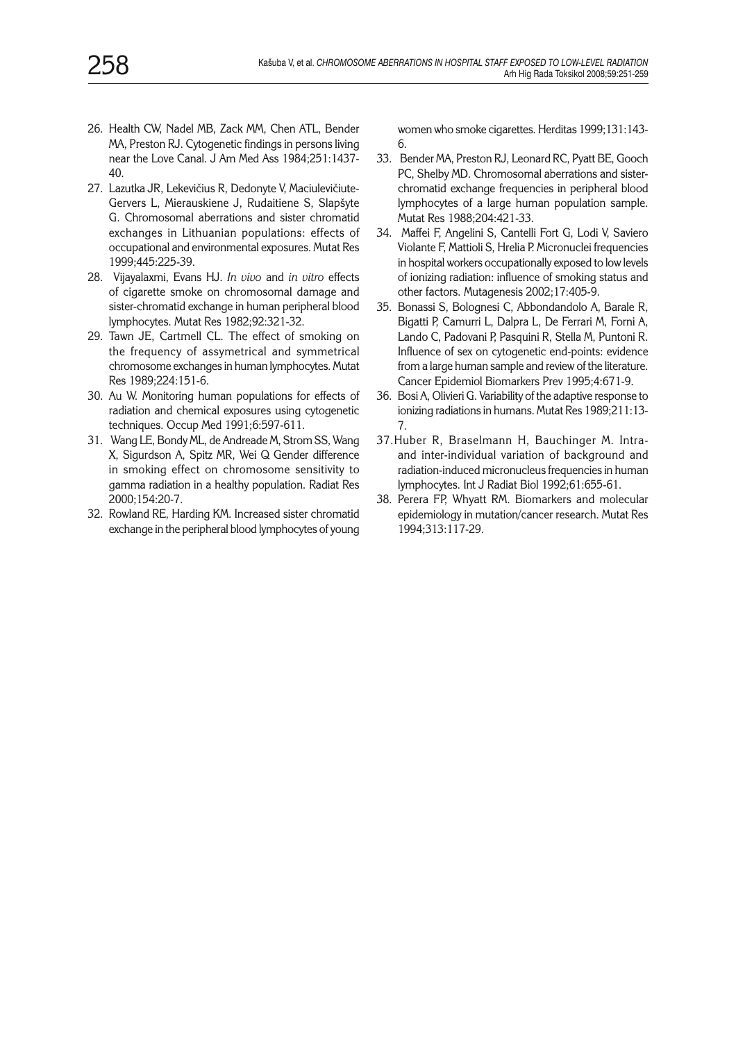26. Health CW, Nadel MB, Zack MM, Chen ATL, Bender MA, Preston RJ. Cytogenetic findings in persons living near the Love Canal. J Am Med Ass 1984;251:1437-40.
27. Lazutka JR, Lekevičius R, Dedonyte V, Maciulevičiute-Gervers L, Mierauskiene J, Rudaitiene S, Slapšyte G. Chromosomal aberrations and sister chromatid exchanges in Lithuanian populations: effects of occupational and environmental exposures. Mutat Res 1999;445:225-39.
28. Vijayalaxmi, Evans HJ. *In vivo* and *in vitro* effects of cigarette smoke on chromosomal damage and sister-chromatid exchange in human peripheral blood lymphocytes. Mutat Res 1982;92:321-32.
29. Tawn JE, Cartmell CL. The effect of smoking on the frequency of assymetrical and symmetrical chromosome exchanges in human lymphocytes. Mutat Res 1989;224:151-6.
30. Au W. Monitoring human populations for effects of radiation and chemical exposures using cytogenetic techniques. Occup Med 1991;6:597-611.
31. Wang LE, Bondy ML, de Andreade M, Strom SS, Wang X, Sigurdson A, Spitz MR, Wei Q Gender difference in smoking effect on chromosome sensitivity to gamma radiation in a healthy population. Radiat Res 2000;154:20-7.
32. Rowland RE, Harding KM. Increased sister chromatid exchange in the peripheral blood lymphocytes of young women who smoke cigarettes. Herditas 1999;131:143-6.
33. Bender MA, Preston RJ, Leonard RC, Pyatt BE, Gooch PC, Shelby MD. Chromosomal aberrations and sister-chromatid exchange frequencies in peripheral blood lymphocytes of a large human population sample. Mutat Res 1988;204:421-33.
34. Maffei F, Angelini S, Cantelli Fort G, Lodi V, Saviero Violante F, Mattioli S, Hrelia P. Micronuclei frequencies in hospital workers occupationally exposed to low levels of ionizing radiation: influence of smoking status and other factors. Mutagenesis 2002;17:405-9.
35. Bonassi S, Bolognesi C, Abbondandolo A, Barale R, Bigatti P, Camurri L, Dalpra L, De Ferrari M, Forni A, Lando C, Padovani P, Pasquini R, Stella M, Puntoni R. Influence of sex on cytogenetic end-points: evidence from a large human sample and review of the literature. Cancer Epidemiol Biomarkers Prev 1995;4:671-9.
36. Bosi A, Olivieri G. Variability of the adaptive response to ionizing radiations in humans. Mutat Res 1989;211:13-7.
37. Huber R, Braselmann H, Bauchinger M. Intra- and inter-individual variation of background and radiation-induced micronucleus frequencies in human lymphocytes. Int J Radiat Biol 1992;61:655-61.
38. Perera FP, Whyatt RM. Biomarkers and molecular epidemiology in mutation/cancer research. Mutat Res 1994;313:117-29.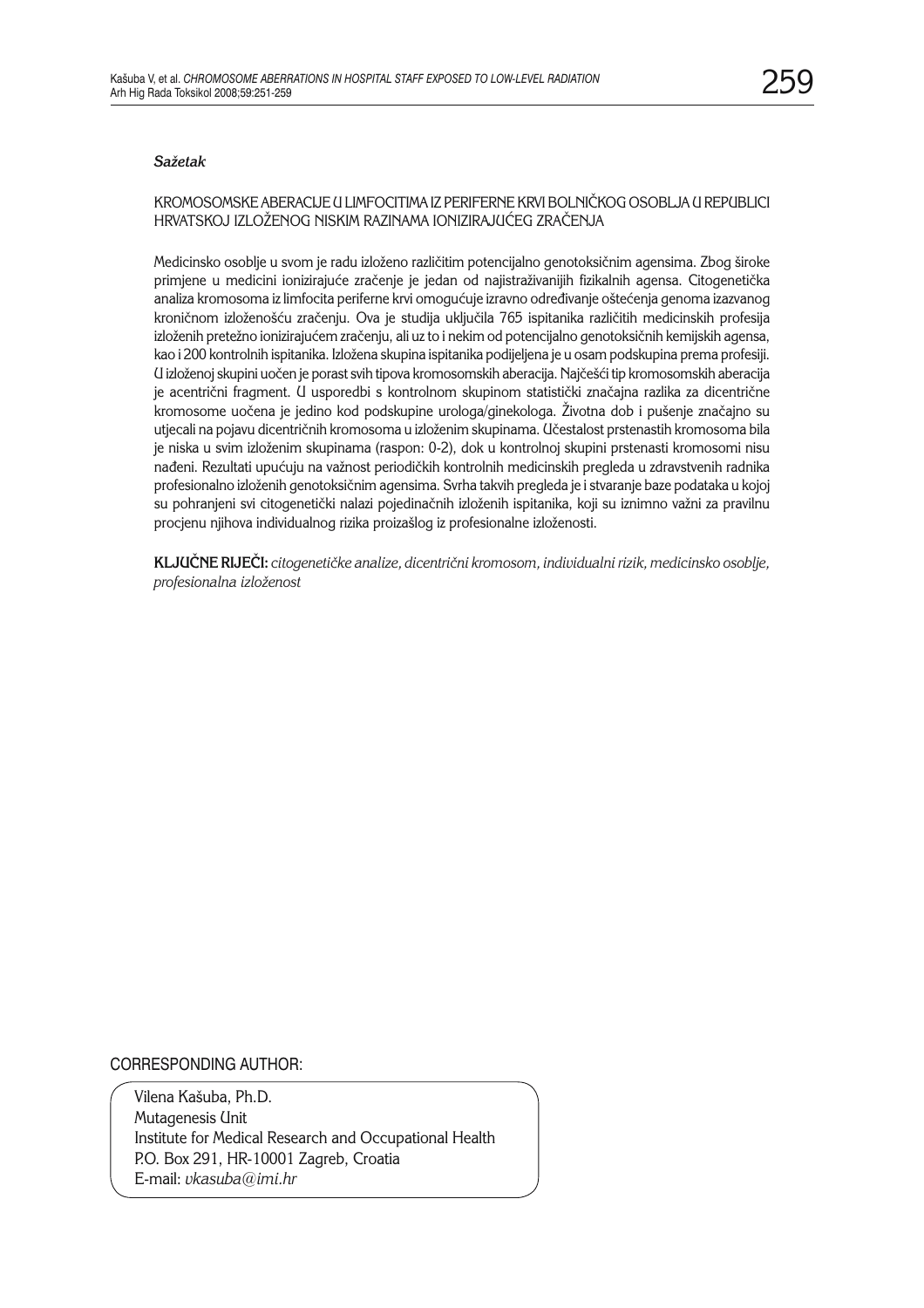*Sažetak*

KROMOSOMSKE ABERACIJE U LIMFOCITIMA IZ PERIFERNE KRVI BOLNIČKOG OSOBLJA U REPUBLICI HRVATSKOJ IZLOŽENOG NISKIM RAZINAMA IONIZIRAJUĆEG ZRAČENJA

Medicinsko osoblje u svom je radu izloženo različitim potencijalno genotoksičnim agensima. Zbog široke primjene u medicini ionizirajuće zračenje je jedan od najistraživanijih fizikalnih agensa. Citogenetička analiza kromosoma iz limfocita periferne krvi omogućuje izravno određivanje oštećenja genoma izazvanog kroničnom izloženošću zračenju. Ova je studija uključila 765 ispitanika različitih medicinskih profesija izloženih pretežno ionizirajućem zračenju, ali uz to i nekim od potencijalno genotoksičnih kemijskih agensa, kao i 200 kontrolnih ispitanika. Izložena skupina ispitanika podijeljena je u osam podskupina prema profesiji. U izloženoj skupini uočen je porast svih tipova kromosomskih aberacija. Najčešći tip kromosomskih aberacija je acentrični fragment. U usporedbi s kontrolnom skupinom statistički značajna razlika za dicentrične kromosome uočena je jedino kod podskupine urologa/ginekologa. Životna dob i pušenje značajno su utjecali na pojavu dicentričnih kromosoma u izloženim skupinama. Učestalost prstenastih kromosoma bila je niska u svim izloženim skupinama (raspon: 0-2), dok u kontrolnoj skupini prstenasti kromosomi nisu nađeni. Rezultati upućuju na važnost periodičkih kontrolnih medicinskih pregleda u zdravstvenih radnika profesionalno izloženih genotoksičnim agensima. Svrha takvih pregleda je i stvaranje baze podataka u kojoj su pohranjeni svi citogenetički nalazi pojedinačnih izloženih ispitanika, koji su iznimno važni za pravilnu procjenu njihova individualnog rizika proizašlog iz profesionalne izloženosti.

**KLJUČNE RIJEČI:** *citogenetičke analize, dicentrični kromosom, individualni rizik, medicinsko osoblje, profesionalna izloženost*

CORRESPONDING AUTHOR:

Vilena Kašuba, Ph.D.
Mutagenesis Unit
Institute for Medical Research and Occupational Health
P.O. Box 291, HR-10001 Zagreb, Croatia
E-mail: *vkasuba@imi.hr*